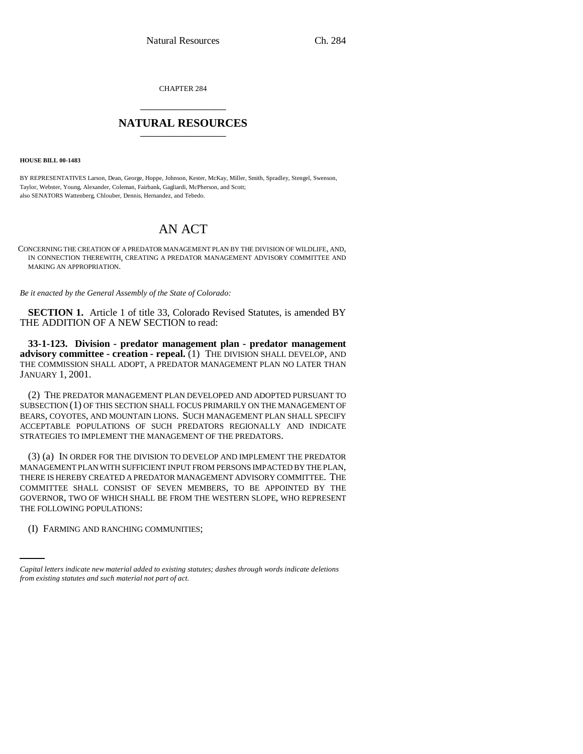CHAPTER 284

## NATURAL RESOURCES

**HOUSE BILL 00-1483**

BY REPRESENTATIVES Larson, Dean, George, Hoppe, Johnson, Kester, McKay, Miller, Smith, Spradley, Stengel, Swenson, Taylor, Webster, Young, Alexander, Coleman, Fairbank, Gagliardi, McPherson, and Scott;
also SENATORS Wattenberg, Chlouber, Dennis, Hernandez, and Tebedo.

# AN ACT

CONCERNING THE CREATION OF A PREDATOR MANAGEMENT PLAN BY THE DIVISION OF WILDLIFE, AND, IN CONNECTION THEREWITH, CREATING A PREDATOR MANAGEMENT ADVISORY COMMITTEE AND MAKING AN APPROPRIATION.

*Be it enacted by the General Assembly of the State of Colorado:*

**SECTION 1.** Article 1 of title 33, Colorado Revised Statutes, is amended BY THE ADDITION OF A NEW SECTION to read:

**33-1-123. Division - predator management plan - predator management advisory committee - creation - repeal.** (1) THE DIVISION SHALL DEVELOP, AND THE COMMISSION SHALL ADOPT, A PREDATOR MANAGEMENT PLAN NO LATER THAN JANUARY 1, 2001.

(2) THE PREDATOR MANAGEMENT PLAN DEVELOPED AND ADOPTED PURSUANT TO SUBSECTION (1) OF THIS SECTION SHALL FOCUS PRIMARILY ON THE MANAGEMENT OF BEARS, COYOTES, AND MOUNTAIN LIONS. SUCH MANAGEMENT PLAN SHALL SPECIFY ACCEPTABLE POPULATIONS OF SUCH PREDATORS REGIONALLY AND INDICATE STRATEGIES TO IMPLEMENT THE MANAGEMENT OF THE PREDATORS.

(3) (a) IN ORDER FOR THE DIVISION TO DEVELOP AND IMPLEMENT THE PREDATOR MANAGEMENT PLAN WITH SUFFICIENT INPUT FROM PERSONS IMPACTED BY THE PLAN, THERE IS HEREBY CREATED A PREDATOR MANAGEMENT ADVISORY COMMITTEE. THE COMMITTEE SHALL CONSIST OF SEVEN MEMBERS, TO BE APPOINTED BY THE GOVERNOR, TWO OF WHICH SHALL BE FROM THE WESTERN SLOPE, WHO REPRESENT THE FOLLOWING POPULATIONS:

(I) FARMING AND RANCHING COMMUNITIES;

*Capital letters indicate new material added to existing statutes; dashes through words indicate deletions from existing statutes and such material not part of act.*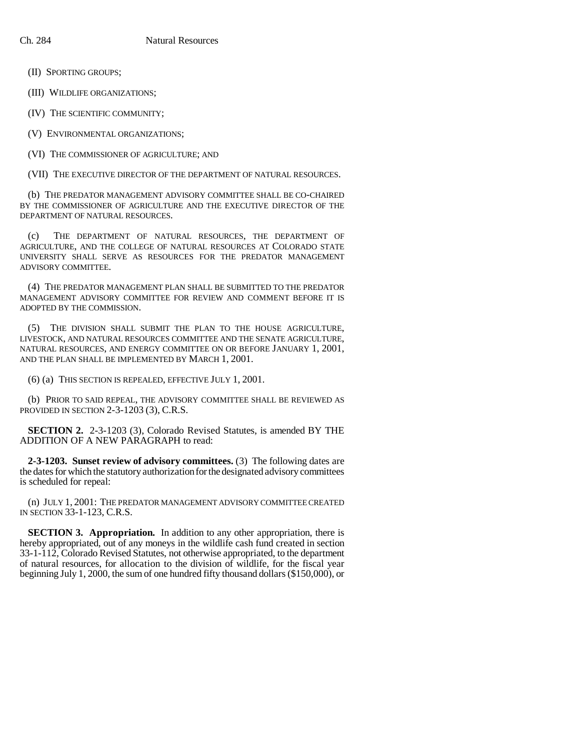(II) SPORTING GROUPS;

(III) WILDLIFE ORGANIZATIONS;

(IV) THE SCIENTIFIC COMMUNITY;

(V) ENVIRONMENTAL ORGANIZATIONS;

(VI) THE COMMISSIONER OF AGRICULTURE; AND

(VII) THE EXECUTIVE DIRECTOR OF THE DEPARTMENT OF NATURAL RESOURCES.

(b) THE PREDATOR MANAGEMENT ADVISORY COMMITTEE SHALL BE CO-CHAIRED BY THE COMMISSIONER OF AGRICULTURE AND THE EXECUTIVE DIRECTOR OF THE DEPARTMENT OF NATURAL RESOURCES.

(c) THE DEPARTMENT OF NATURAL RESOURCES, THE DEPARTMENT OF AGRICULTURE, AND THE COLLEGE OF NATURAL RESOURCES AT COLORADO STATE UNIVERSITY SHALL SERVE AS RESOURCES FOR THE PREDATOR MANAGEMENT ADVISORY COMMITTEE.

(4) THE PREDATOR MANAGEMENT PLAN SHALL BE SUBMITTED TO THE PREDATOR MANAGEMENT ADVISORY COMMITTEE FOR REVIEW AND COMMENT BEFORE IT IS ADOPTED BY THE COMMISSION.

(5) THE DIVISION SHALL SUBMIT THE PLAN TO THE HOUSE AGRICULTURE, LIVESTOCK, AND NATURAL RESOURCES COMMITTEE AND THE SENATE AGRICULTURE, NATURAL RESOURCES, AND ENERGY COMMITTEE ON OR BEFORE JANUARY 1, 2001, AND THE PLAN SHALL BE IMPLEMENTED BY MARCH 1, 2001.

(6) (a) THIS SECTION IS REPEALED, EFFECTIVE JULY 1, 2001.

(b) PRIOR TO SAID REPEAL, THE ADVISORY COMMITTEE SHALL BE REVIEWED AS PROVIDED IN SECTION 2-3-1203 (3), C.R.S.

**SECTION 2.** 2-3-1203 (3), Colorado Revised Statutes, is amended BY THE ADDITION OF A NEW PARAGRAPH to read:

**2-3-1203. Sunset review of advisory committees.** (3) The following dates are the dates for which the statutory authorization for the designated advisory committees is scheduled for repeal:

(n) JULY 1, 2001: THE PREDATOR MANAGEMENT ADVISORY COMMITTEE CREATED IN SECTION 33-1-123, C.R.S.

**SECTION 3. Appropriation.** In addition to any other appropriation, there is hereby appropriated, out of any moneys in the wildlife cash fund created in section 33-1-112, Colorado Revised Statutes, not otherwise appropriated, to the department of natural resources, for allocation to the division of wildlife, for the fiscal year beginning July 1, 2000, the sum of one hundred fifty thousand dollars ($150,000), or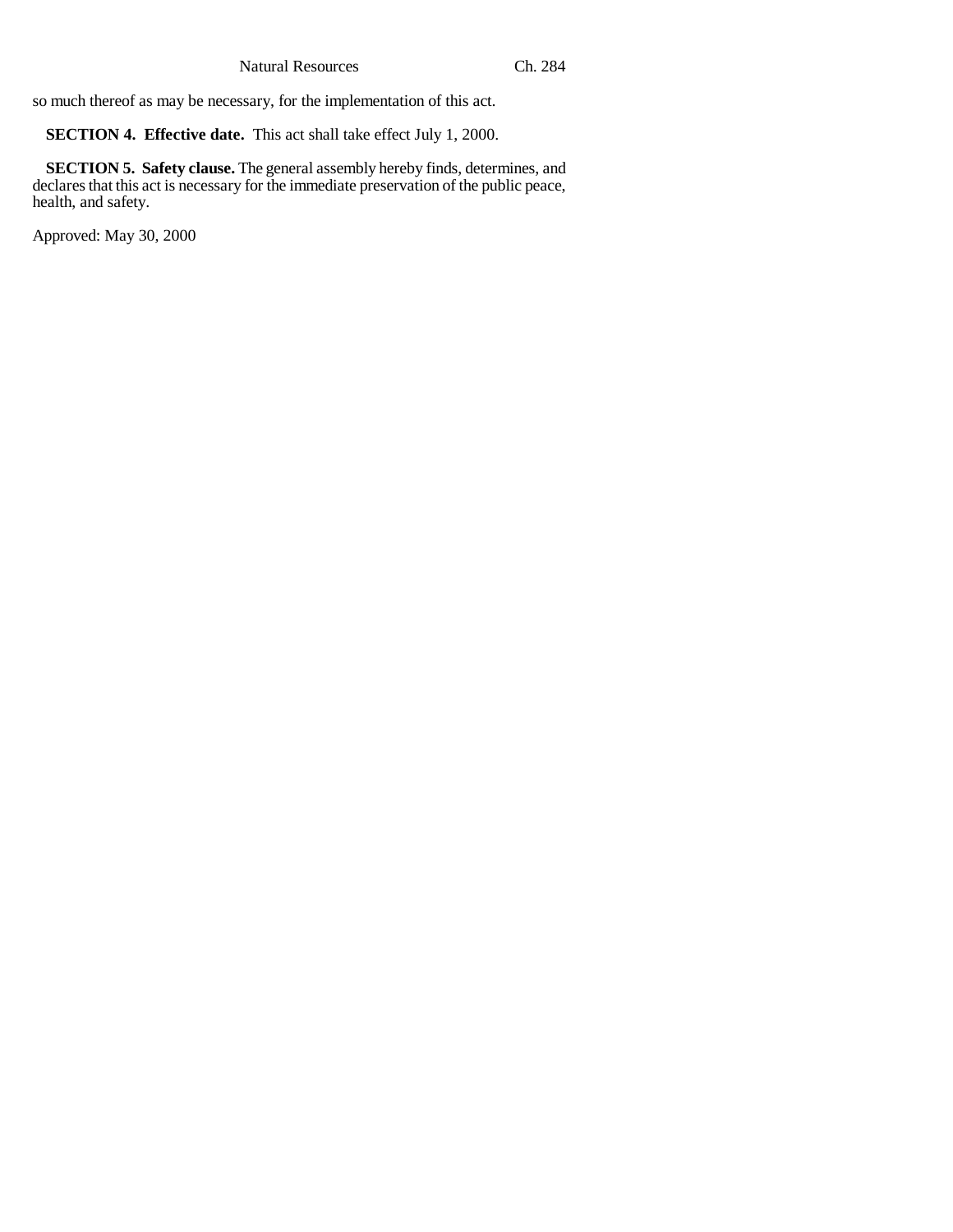so much thereof as may be necessary, for the implementation of this act.

**SECTION 4. Effective date.** This act shall take effect July 1, 2000.

**SECTION 5. Safety clause.** The general assembly hereby finds, determines, and declares that this act is necessary for the immediate preservation of the public peace, health, and safety.

Approved: May 30, 2000